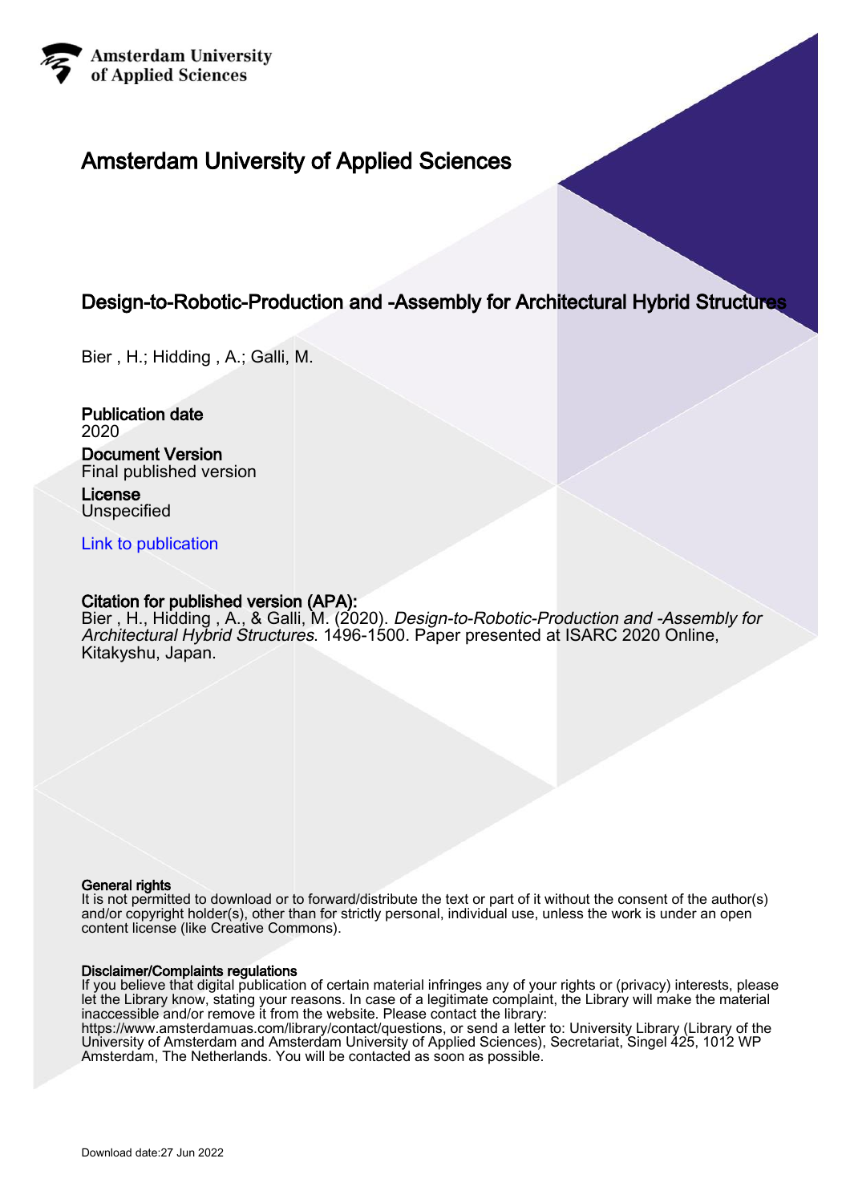Amsterdam University of Applied Sciences

# Amsterdam University of Applied Sciences

## Design-to-Robotic-Production and -Assembly for Architectural Hybrid Structures

Bier , H.; Hidding , A.; Galli, M.

**Publication date**
2020

**Document Version**
Final published version

**License**
Unspecified

Link to publication

**Citation for published version (APA):**
Bier , H., Hidding , A., & Galli, M. (2020). *Design-to-Robotic-Production and -Assembly for Architectural Hybrid Structures*. 1496-1500. Paper presented at ISARC 2020 Online, Kitakyshu, Japan.

**General rights**
It is not permitted to download or to forward/distribute the text or part of it without the consent of the author(s) and/or copyright holder(s), other than for strictly personal, individual use, unless the work is under an open content license (like Creative Commons).

**Disclaimer/Complaints regulations**
If you believe that digital publication of certain material infringes any of your rights or (privacy) interests, please let the Library know, stating your reasons. In case of a legitimate complaint, the Library will make the material inaccessible and/or remove it from the website. Please contact the library:
https://www.amsterdamuas.com/library/contact/questions, or send a letter to: University Library (Library of the University of Amsterdam and Amsterdam University of Applied Sciences), Secretariat, Singel 425, 1012 WP Amsterdam, The Netherlands. You will be contacted as soon as possible.

Download date:27 Jun 2022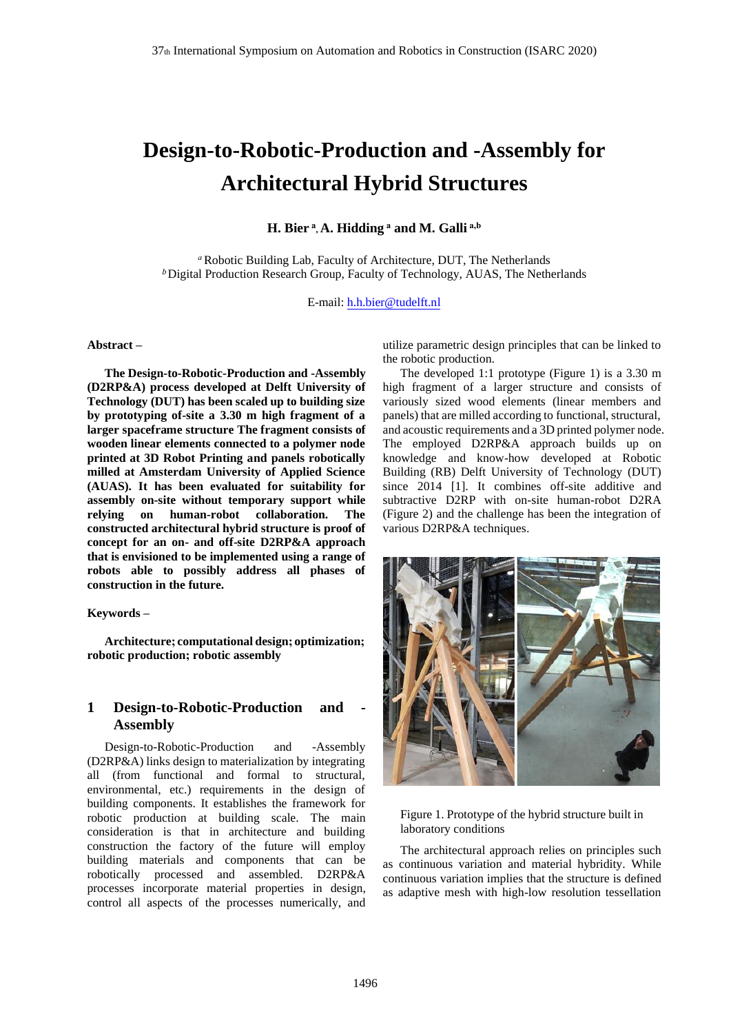# Design-to-Robotic-Production and -Assembly for Architectural Hybrid Structures

**H. Bier [a], A. Hidding [a] and M. Galli [a,b]**

[a] Robotic Building Lab, Faculty of Architecture, DUT, The Netherlands
[b] Digital Production Research Group, Faculty of Technology, AUAS, The Netherlands

E-mail: h.h.bier@tudelft.nl

**Abstract –**

**The Design-to-Robotic-Production and -Assembly (D2RP&A) process developed at Delft University of Technology (DUT) has been scaled up to building size by prototyping of-site a 3.30 m high fragment of a larger spaceframe structure The fragment consists of wooden linear elements connected to a polymer node printed at 3D Robot Printing and panels robotically milled at Amsterdam University of Applied Science (AUAS). It has been evaluated for suitability for assembly on-site without temporary support while relying on human-robot collaboration. The constructed architectural hybrid structure is proof of concept for an on- and off-site D2RP&A approach that is envisioned to be implemented using a range of robots able to possibly address all phases of construction in the future.**

**Keywords –**

**Architecture; computational design; optimization; robotic production; robotic assembly**

## 1 Design-to-Robotic-Production and -Assembly

Design-to-Robotic-Production and -Assembly (D2RP&A) links design to materialization by integrating all (from functional and formal to structural, environmental, etc.) requirements in the design of building components. It establishes the framework for robotic production at building scale. The main consideration is that in architecture and building construction the factory of the future will employ building materials and components that can be robotically processed and assembled. D2RP&A processes incorporate material properties in design, control all aspects of the processes numerically, and utilize parametric design principles that can be linked to the robotic production.

The developed 1:1 prototype (Figure 1) is a 3.30 m high fragment of a larger structure and consists of variously sized wood elements (linear members and panels) that are milled according to functional, structural, and acoustic requirements and a 3D printed polymer node. The employed D2RP&A approach builds up on knowledge and know-how developed at Robotic Building (RB) Delft University of Technology (DUT) since 2014 [1]. It combines off-site additive and subtractive D2RP with on-site human-robot D2RA (Figure 2) and the challenge has been the integration of various D2RP&A techniques.

Figure 1. Prototype of the hybrid structure built in laboratory conditions

The architectural approach relies on principles such as continuous variation and material hybridity. While continuous variation implies that the structure is defined as adaptive mesh with high-low resolution tessellation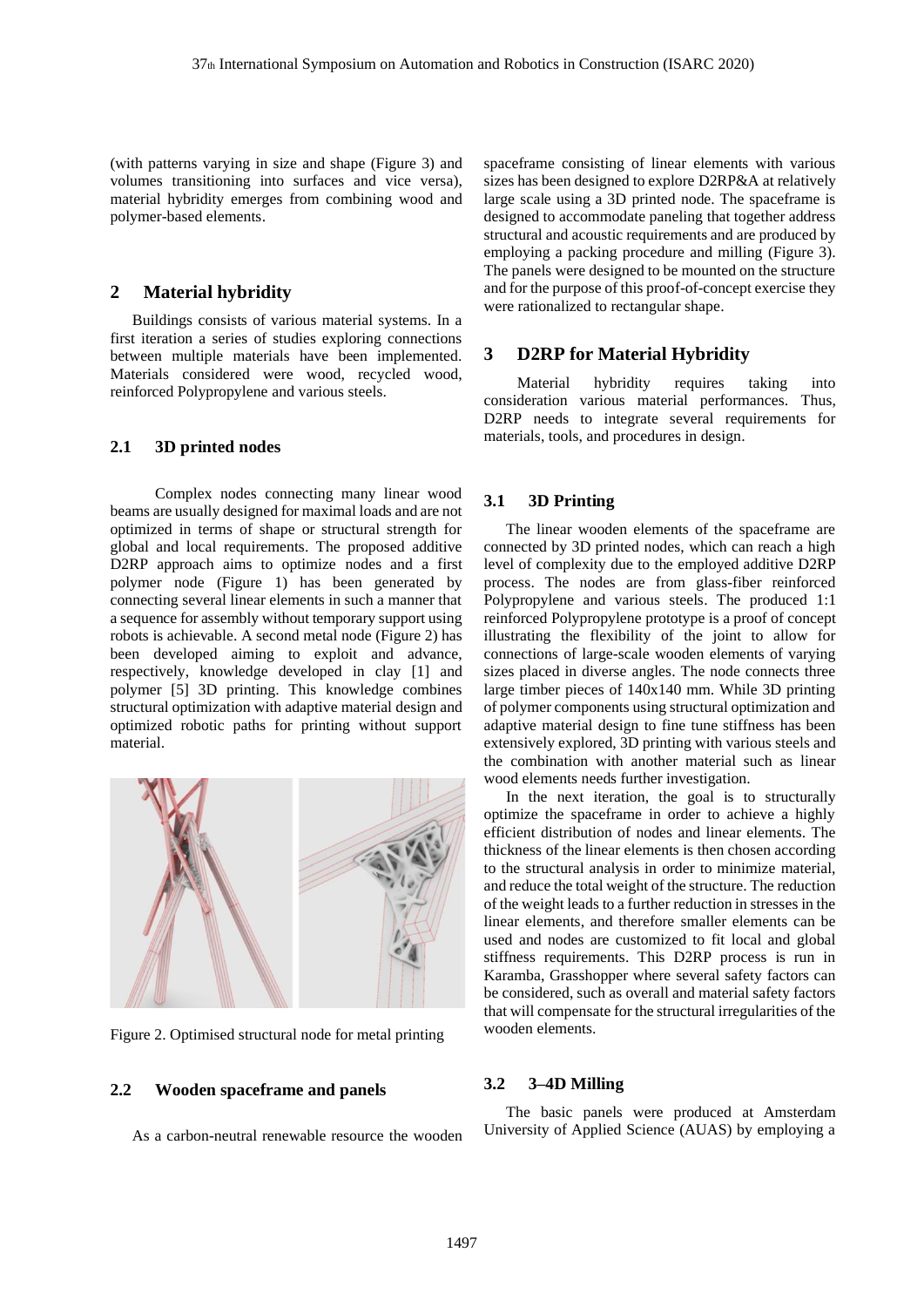(with patterns varying in size and shape (Figure 3) and volumes transitioning into surfaces and vice versa), material hybridity emerges from combining wood and polymer-based elements.

## 2 Material hybridity

Buildings consists of various material systems. In a first iteration a series of studies exploring connections between multiple materials have been implemented. Materials considered were wood, recycled wood, reinforced Polypropylene and various steels.

### 2.1 3D printed nodes

Complex nodes connecting many linear wood beams are usually designed for maximal loads and are not optimized in terms of shape or structural strength for global and local requirements. The proposed additive D2RP approach aims to optimize nodes and a first polymer node (Figure 1) has been generated by connecting several linear elements in such a manner that a sequence for assembly without temporary support using robots is achievable. A second metal node (Figure 2) has been developed aiming to exploit and advance, respectively, knowledge developed in clay [1] and polymer [5] 3D printing. This knowledge combines structural optimization with adaptive material design and optimized robotic paths for printing without support material.

Figure 2. Optimised structural node for metal printing

### 2.2 Wooden spaceframe and panels

As a carbon-neutral renewable resource the wooden spaceframe consisting of linear elements with various sizes has been designed to explore D2RP&A at relatively large scale using a 3D printed node. The spaceframe is designed to accommodate paneling that together address structural and acoustic requirements and are produced by employing a packing procedure and milling (Figure 3). The panels were designed to be mounted on the structure and for the purpose of this proof-of-concept exercise they were rationalized to rectangular shape.

## 3 D2RP for Material Hybridity

Material hybridity requires taking into consideration various material performances. Thus, D2RP needs to integrate several requirements for materials, tools, and procedures in design.

### 3.1 3D Printing

The linear wooden elements of the spaceframe are connected by 3D printed nodes, which can reach a high level of complexity due to the employed additive D2RP process. The nodes are from glass-fiber reinforced Polypropylene and various steels. The produced 1:1 reinforced Polypropylene prototype is a proof of concept illustrating the flexibility of the joint to allow for connections of large-scale wooden elements of varying sizes placed in diverse angles. The node connects three large timber pieces of 140x140 mm. While 3D printing of polymer components using structural optimization and adaptive material design to fine tune stiffness has been extensively explored, 3D printing with various steels and the combination with another material such as linear wood elements needs further investigation.

In the next iteration, the goal is to structurally optimize the spaceframe in order to achieve a highly efficient distribution of nodes and linear elements. The thickness of the linear elements is then chosen according to the structural analysis in order to minimize material, and reduce the total weight of the structure. The reduction of the weight leads to a further reduction in stresses in the linear elements, and therefore smaller elements can be used and nodes are customized to fit local and global stiffness requirements. This D2RP process is run in Karamba, Grasshopper where several safety factors can be considered, such as overall and material safety factors that will compensate for the structural irregularities of the wooden elements.

### 3.2 3–4D Milling

The basic panels were produced at Amsterdam University of Applied Science (AUAS) by employing a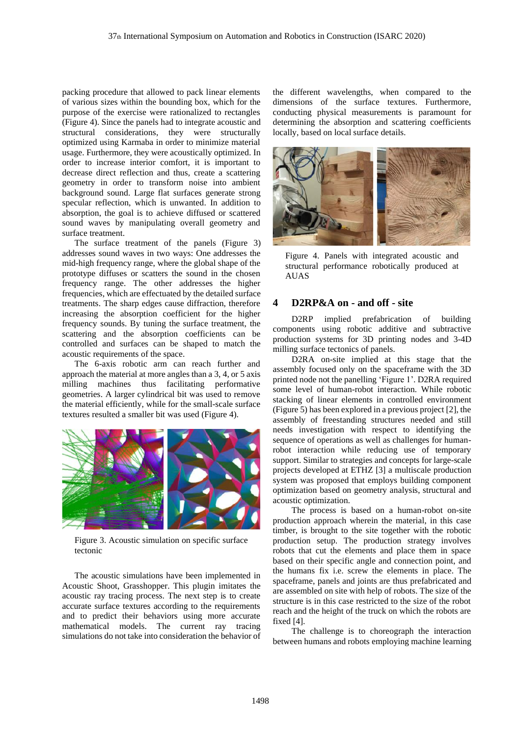packing procedure that allowed to pack linear elements of various sizes within the bounding box, which for the purpose of the exercise were rationalized to rectangles (Figure 4). Since the panels had to integrate acoustic and structural considerations, they were structurally optimized using Karmaba in order to minimize material usage. Furthermore, they were acoustically optimized. In order to increase interior comfort, it is important to decrease direct reflection and thus, create a scattering geometry in order to transform noise into ambient background sound. Large flat surfaces generate strong specular reflection, which is unwanted. In addition to absorption, the goal is to achieve diffused or scattered sound waves by manipulating overall geometry and surface treatment.

The surface treatment of the panels (Figure 3) addresses sound waves in two ways: One addresses the mid-high frequency range, where the global shape of the prototype diffuses or scatters the sound in the chosen frequency range. The other addresses the higher frequencies, which are effectuated by the detailed surface treatments. The sharp edges cause diffraction, therefore increasing the absorption coefficient for the higher frequency sounds. By tuning the surface treatment, the scattering and the absorption coefficients can be controlled and surfaces can be shaped to match the acoustic requirements of the space.

The 6-axis robotic arm can reach further and approach the material at more angles than a 3, 4, or 5 axis milling machines thus facilitating performative geometries. A larger cylindrical bit was used to remove the material efficiently, while for the small-scale surface textures resulted a smaller bit was used (Figure 4).

Figure 3. Acoustic simulation on specific surface tectonic

The acoustic simulations have been implemented in Acoustic Shoot, Grasshopper. This plugin imitates the acoustic ray tracing process. The next step is to create accurate surface textures according to the requirements and to predict their behaviors using more accurate mathematical models. The current ray tracing simulations do not take into consideration the behavior of the different wavelengths, when compared to the dimensions of the surface textures. Furthermore, conducting physical measurements is paramount for determining the absorption and scattering coefficients locally, based on local surface details.

Figure 4. Panels with integrated acoustic and structural performance robotically produced at AUAS

## 4 D2RP&A on - and off - site

D2RP implied prefabrication of building components using robotic additive and subtractive production systems for 3D printing nodes and 3-4D milling surface tectonics of panels.

D2RA on-site implied at this stage that the assembly focused only on the spaceframe with the 3D printed node not the panelling 'Figure 1'. D2RA required some level of human-robot interaction. While robotic stacking of linear elements in controlled environment (Figure 5) has been explored in a previous project [2], the assembly of freestanding structures needed and still needs investigation with respect to identifying the sequence of operations as well as challenges for human-robot interaction while reducing use of temporary support. Similar to strategies and concepts for large-scale projects developed at ETHZ [3] a multiscale production system was proposed that employs building component optimization based on geometry analysis, structural and acoustic optimization.

The process is based on a human-robot on-site production approach wherein the material, in this case timber, is brought to the site together with the robotic production setup. The production strategy involves robots that cut the elements and place them in space based on their specific angle and connection point, and the humans fix i.e. screw the elements in place. The spaceframe, panels and joints are thus prefabricated and are assembled on site with help of robots. The size of the structure is in this case restricted to the size of the robot reach and the height of the truck on which the robots are fixed [4].

The challenge is to choreograph the interaction between humans and robots employing machine learning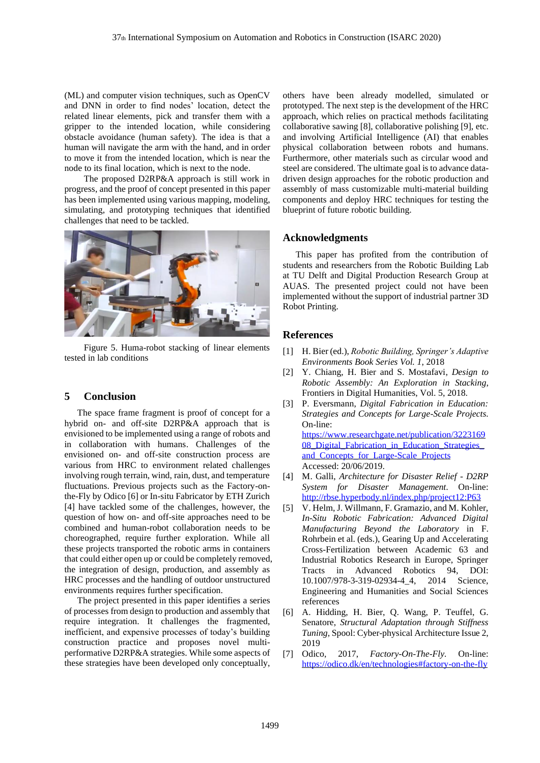(ML) and computer vision techniques, such as OpenCV and DNN in order to find nodes' location, detect the related linear elements, pick and transfer them with a gripper to the intended location, while considering obstacle avoidance (human safety). The idea is that a human will navigate the arm with the hand, and in order to move it from the intended location, which is near the node to its final location, which is next to the node.

The proposed D2RP&A approach is still work in progress, and the proof of concept presented in this paper has been implemented using various mapping, modeling, simulating, and prototyping techniques that identified challenges that need to be tackled.

Figure 5. Huma-robot stacking of linear elements tested in lab conditions

## 5 Conclusion

The space frame fragment is proof of concept for a hybrid on- and off-site D2RP&A approach that is envisioned to be implemented using a range of robots and in collaboration with humans. Challenges of the envisioned on- and off-site construction process are various from HRC to environment related challenges involving rough terrain, wind, rain, dust, and temperature fluctuations. Previous projects such as the Factory-on-the-Fly by Odico [6] or In-situ Fabricator by ETH Zurich [4] have tackled some of the challenges, however, the question of how on- and off-site approaches need to be combined and human-robot collaboration needs to be choreographed, require further exploration. While all these projects transported the robotic arms in containers that could either open up or could be completely removed, the integration of design, production, and assembly as HRC processes and the handling of outdoor unstructured environments requires further specification.

The project presented in this paper identifies a series of processes from design to production and assembly that require integration. It challenges the fragmented, inefficient, and expensive processes of today's building construction practice and proposes novel multi-performative D2RP&A strategies. While some aspects of these strategies have been developed only conceptually, others have been already modelled, simulated or prototyped. The next step is the development of the HRC approach, which relies on practical methods facilitating collaborative sawing [8], collaborative polishing [9], etc. and involving Artificial Intelligence (AI) that enables physical collaboration between robots and humans. Furthermore, other materials such as circular wood and steel are considered. The ultimate goal is to advance data-driven design approaches for the robotic production and assembly of mass customizable multi-material building components and deploy HRC techniques for testing the blueprint of future robotic building.

## Acknowledgments

This paper has profited from the contribution of students and researchers from the Robotic Building Lab at TU Delft and Digital Production Research Group at AUAS. The presented project could not have been implemented without the support of industrial partner 3D Robot Printing.

## References

[1] H. Bier (ed.), *Robotic Building, Springer's Adaptive Environments Book Series Vol. 1*, 2018

[2] Y. Chiang, H. Bier and S. Mostafavi, *Design to Robotic Assembly: An Exploration in Stacking*, Frontiers in Digital Humanities, Vol. 5, 2018.

[3] P. Eversmann, *Digital Fabrication in Education: Strategies and Concepts for Large-Scale Projects.* On-line: https://www.researchgate.net/publication/322316908_Digital_Fabrication_in_Education_Strategies_and_Concepts_for_Large-Scale_Projects Accessed: 20/06/2019.

[4] M. Galli, *Architecture for Disaster Relief - D2RP System for Disaster Management*. On-line: http://rbse.hyperbody.nl/index.php/project12:P63

[5] V. Helm, J. Willmann, F. Gramazio, and M. Kohler, *In-Situ Robotic Fabrication: Advanced Digital Manufacturing Beyond the Laboratory* in F. Rohrbein et al. (eds.), Gearing Up and Accelerating Cross-Fertilization between Academic 63 and Industrial Robotics Research in Europe, Springer Tracts in Advanced Robotics 94, DOI: 10.1007/978-3-319-02934-4_4, 2014 Science, Engineering and Humanities and Social Sciences references

[6] A. Hidding, H. Bier, Q. Wang, P. Teuffel, G. Senatore, *Structural Adaptation through Stiffness Tuning,* Spool: Cyber-physical Architecture Issue 2, 2019

[7] Odico, 2017, *Factory-On-The-Fly.* On-line: https://odico.dk/en/technologies#factory-on-the-fly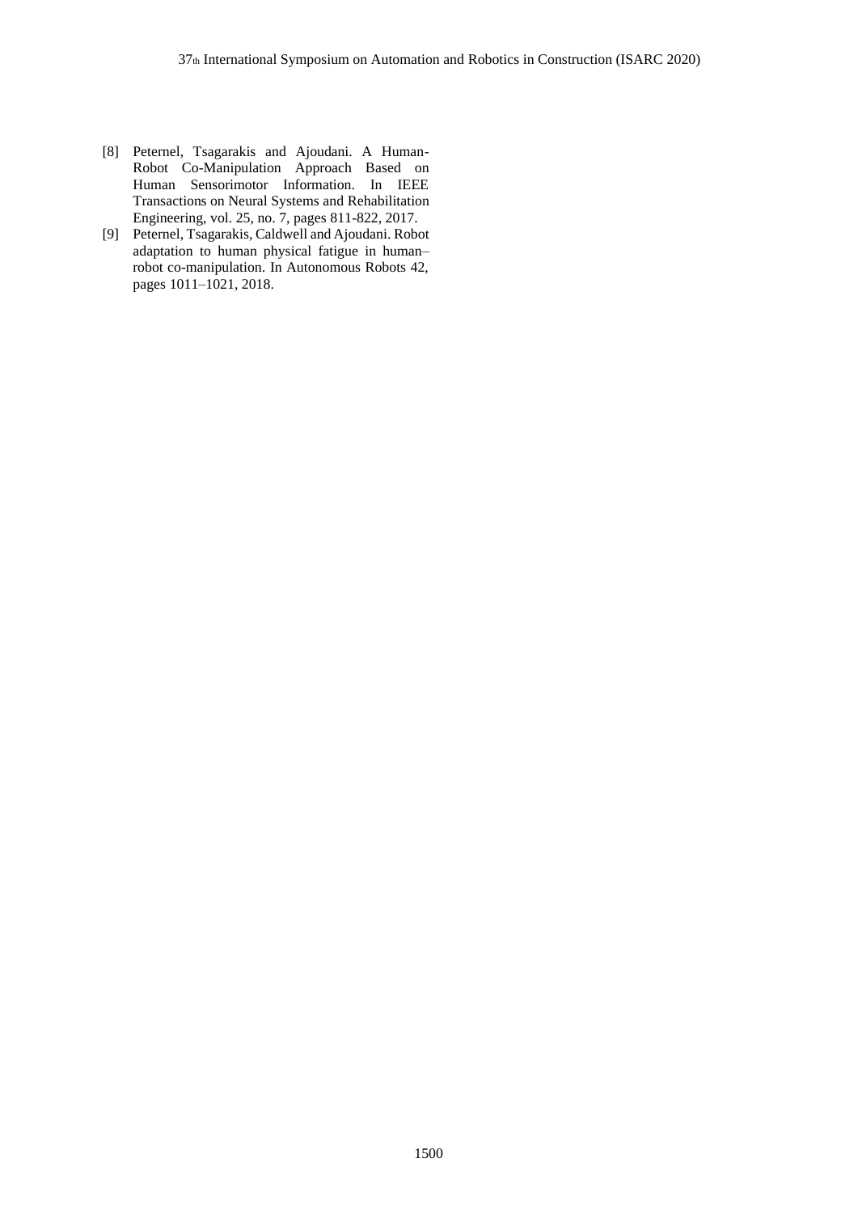[8] Peternel, Tsagarakis and Ajoudani. A Human-Robot Co-Manipulation Approach Based on Human Sensorimotor Information. In IEEE Transactions on Neural Systems and Rehabilitation Engineering, vol. 25, no. 7, pages 811-822, 2017.

[9] Peternel, Tsagarakis, Caldwell and Ajoudani. Robot adaptation to human physical fatigue in human–robot co-manipulation. In Autonomous Robots 42, pages 1011–1021, 2018.